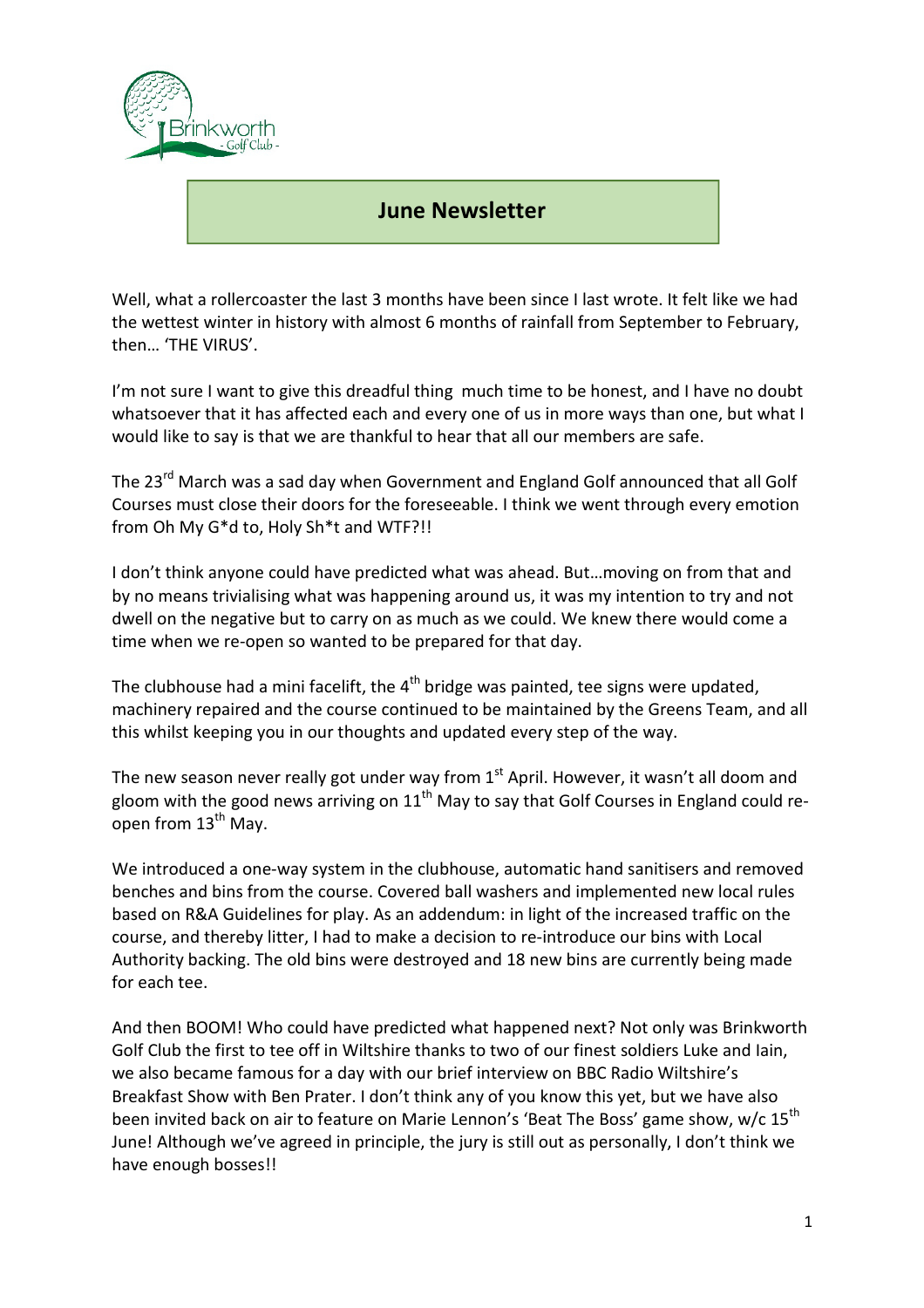# June Newsletter

Well, what a rollercoaster the last 3 months have been since I last wrote. It felt like we had the wettest winter in history with almost 6 months of rainfall from September to February, then… 'THE VIRUS'.

I'm not sure I want to give this dreadful thing much time to be honest, and I have no doubt whatsoever that it has affected each and every one of us in more ways than one, but what I would like to say is that we are thankful to hear that all our members are safe.

The 23rd March was a sad day when Government and England Golf announced that all Golf Courses must close their doors for the foreseeable. I think we went through every emotion from Oh My G*d to, Holy Sh*t and WTF?!!

I don't think anyone could have predicted what was ahead. But…moving on from that and by no means trivialising what was happening around us, it was my intention to try and not dwell on the negative but to carry on as much as we could. We knew there would come a time when we re-open so wanted to be prepared for that day.

The clubhouse had a mini facelift, the 4th bridge was painted, tee signs were updated, machinery repaired and the course continued to be maintained by the Greens Team, and all this whilst keeping you in our thoughts and updated every step of the way.

The new season never really got under way from 1st April. However, it wasn't all doom and gloom with the good news arriving on 11th May to say that Golf Courses in England could re-open from 13th May.

We introduced a one-way system in the clubhouse, automatic hand sanitisers and removed benches and bins from the course. Covered ball washers and implemented new local rules based on R&A Guidelines for play. As an addendum: in light of the increased traffic on the course, and thereby litter, I had to make a decision to re-introduce our bins with Local Authority backing. The old bins were destroyed and 18 new bins are currently being made for each tee.

And then BOOM! Who could have predicted what happened next? Not only was Brinkworth Golf Club the first to tee off in Wiltshire thanks to two of our finest soldiers Luke and Iain, we also became famous for a day with our brief interview on BBC Radio Wiltshire's Breakfast Show with Ben Prater. I don't think any of you know this yet, but we have also been invited back on air to feature on Marie Lennon's 'Beat The Boss' game show, w/c 15th June! Although we've agreed in principle, the jury is still out as personally, I don't think we have enough bosses!!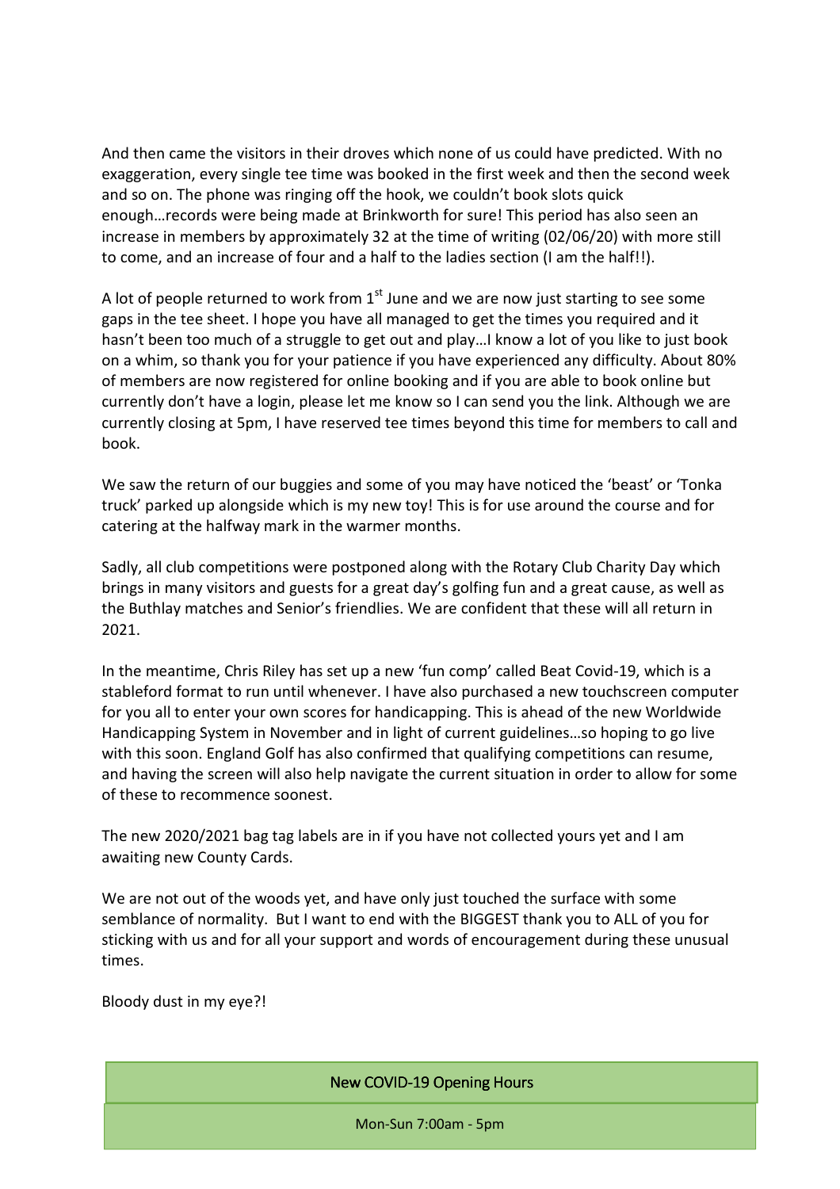And then came the visitors in their droves which none of us could have predicted. With no exaggeration, every single tee time was booked in the first week and then the second week and so on. The phone was ringing off the hook, we couldn't book slots quick enough…records were being made at Brinkworth for sure! This period has also seen an increase in members by approximately 32 at the time of writing (02/06/20) with more still to come, and an increase of four and a half to the ladies section (I am the half!!).

A lot of people returned to work from 1st June and we are now just starting to see some gaps in the tee sheet. I hope you have all managed to get the times you required and it hasn't been too much of a struggle to get out and play…I know a lot of you like to just book on a whim, so thank you for your patience if you have experienced any difficulty. About 80% of members are now registered for online booking and if you are able to book online but currently don't have a login, please let me know so I can send you the link. Although we are currently closing at 5pm, I have reserved tee times beyond this time for members to call and book.

We saw the return of our buggies and some of you may have noticed the 'beast' or 'Tonka truck' parked up alongside which is my new toy! This is for use around the course and for catering at the halfway mark in the warmer months.

Sadly, all club competitions were postponed along with the Rotary Club Charity Day which brings in many visitors and guests for a great day's golfing fun and a great cause, as well as the Buthlay matches and Senior's friendlies. We are confident that these will all return in 2021.

In the meantime, Chris Riley has set up a new 'fun comp' called Beat Covid-19, which is a stableford format to run until whenever. I have also purchased a new touchscreen computer for you all to enter your own scores for handicapping. This is ahead of the new Worldwide Handicapping System in November and in light of current guidelines…so hoping to go live with this soon. England Golf has also confirmed that qualifying competitions can resume, and having the screen will also help navigate the current situation in order to allow for some of these to recommence soonest.

The new 2020/2021 bag tag labels are in if you have not collected yours yet and I am awaiting new County Cards.

We are not out of the woods yet, and have only just touched the surface with some semblance of normality. But I want to end with the BIGGEST thank you to ALL of you for sticking with us and for all your support and words of encouragement during these unusual times.

Bloody dust in my eye?!

| New COVID-19 Opening Hours |
| --- |
| Mon-Sun 7:00am - 5pm |